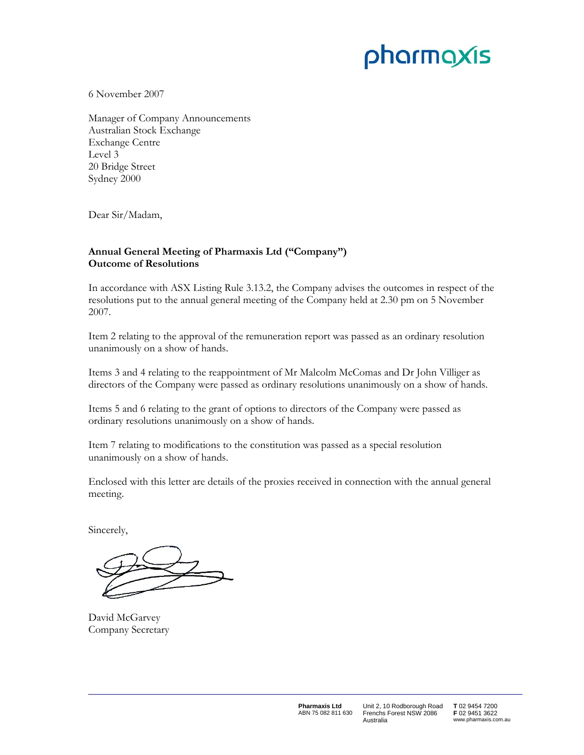pharmaxis

6 November 2007

Manager of Company Announcements
Australian Stock Exchange
Exchange Centre
Level 3
20 Bridge Street
Sydney 2000

Dear Sir/Madam,

**Annual General Meeting of Pharmaxis Ltd ("Company")**
**Outcome of Resolutions**

In accordance with ASX Listing Rule 3.13.2, the Company advises the outcomes in respect of the resolutions put to the annual general meeting of the Company held at 2.30 pm on 5 November 2007.

Item 2 relating to the approval of the remuneration report was passed as an ordinary resolution unanimously on a show of hands.

Items 3 and 4 relating to the reappointment of Mr Malcolm McComas and Dr John Villiger as directors of the Company were passed as ordinary resolutions unanimously on a show of hands.

Items 5 and 6 relating to the grant of options to directors of the Company were passed as ordinary resolutions unanimously on a show of hands.

Item 7 relating to modifications to the constitution was passed as a special resolution unanimously on a show of hands.

Enclosed with this letter are details of the proxies received in connection with the annual general meeting.

Sincerely,

David McGarvey
Company Secretary

**Pharmaxis Ltd**
ABN 75 082 811 630

Unit 2, 10 Rodborough Road
Frenchs Forest NSW 2086
Australia

**T** 02 9454 7200
**F** 02 9451 3622
www.pharmaxis.com.au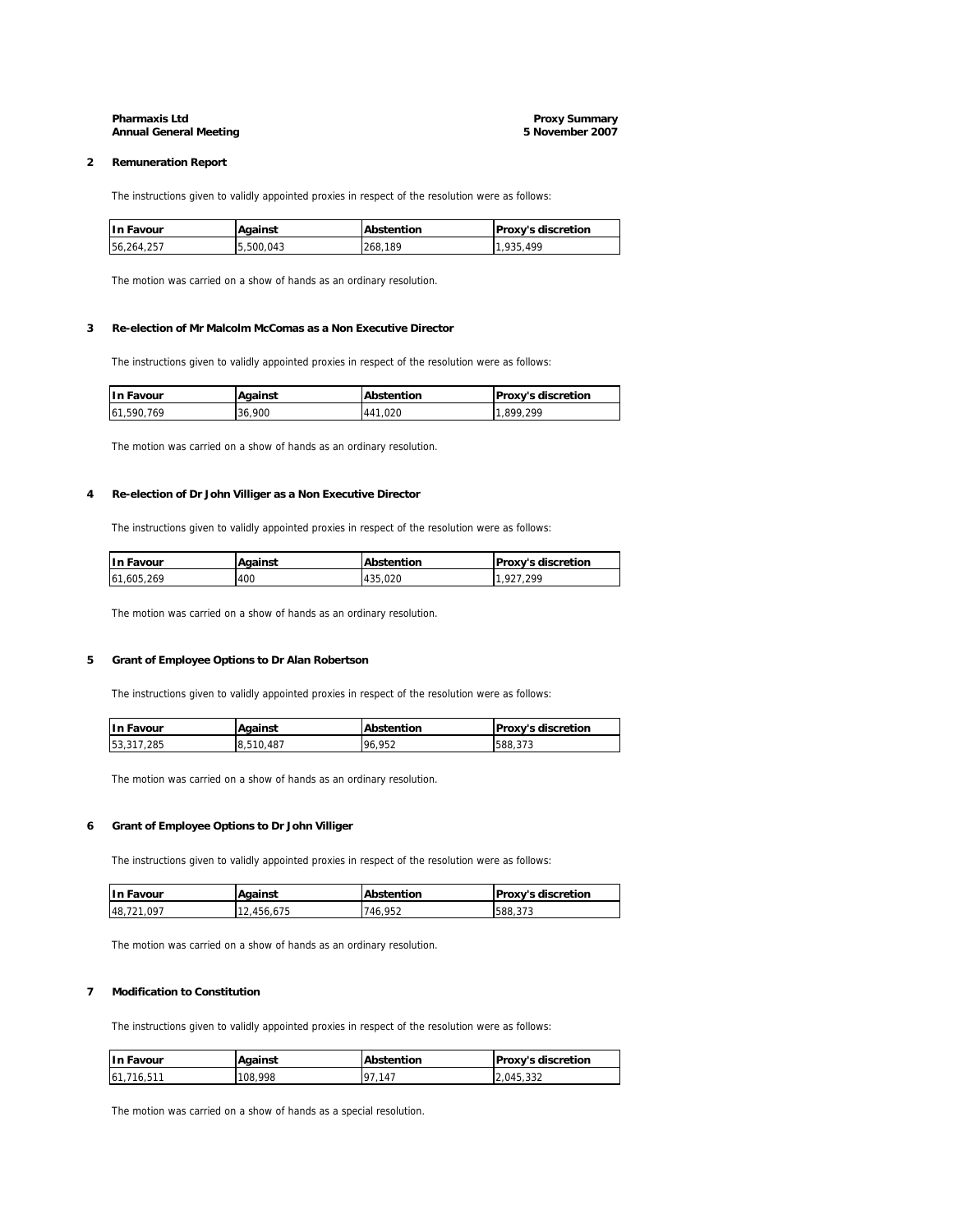**Pharmaxis Ltd**
**Annual General Meeting**

**Proxy Summary**
**5 November 2007**

## 2 Remuneration Report

The instructions given to validly appointed proxies in respect of the resolution were as follows:

| In Favour | Against | Abstention | Proxy's discretion |
|---|---|---|---|
| 56,264,257 | 5,500,043 | 268,189 | 1,935,499 |

The motion was carried on a show of hands as an ordinary resolution.

## 3 Re-election of Mr Malcolm McComas as a Non Executive Director

The instructions given to validly appointed proxies in respect of the resolution were as follows:

| In Favour | Against | Abstention | Proxy's discretion |
|---|---|---|---|
| 61,590,769 | 36,900 | 441,020 | 1,899,299 |

The motion was carried on a show of hands as an ordinary resolution.

## 4 Re-election of Dr John Villiger as a Non Executive Director

The instructions given to validly appointed proxies in respect of the resolution were as follows:

| In Favour | Against | Abstention | Proxy's discretion |
|---|---|---|---|
| 61,605,269 | 400 | 435,020 | 1,927,299 |

The motion was carried on a show of hands as an ordinary resolution.

## 5 Grant of Employee Options to Dr Alan Robertson

The instructions given to validly appointed proxies in respect of the resolution were as follows:

| In Favour | Against | Abstention | Proxy's discretion |
|---|---|---|---|
| 53,317,285 | 8,510,487 | 96,952 | 588,373 |

The motion was carried on a show of hands as an ordinary resolution.

## 6 Grant of Employee Options to Dr John Villiger

The instructions given to validly appointed proxies in respect of the resolution were as follows:

| In Favour | Against | Abstention | Proxy's discretion |
|---|---|---|---|
| 48,721,097 | 12,456,675 | 746,952 | 588,373 |

The motion was carried on a show of hands as an ordinary resolution.

## 7 Modification to Constitution

The instructions given to validly appointed proxies in respect of the resolution were as follows:

| In Favour | Against | Abstention | Proxy's discretion |
|---|---|---|---|
| 61,716,511 | 108,998 | 97,147 | 2,045,332 |

The motion was carried on a show of hands as a special resolution.